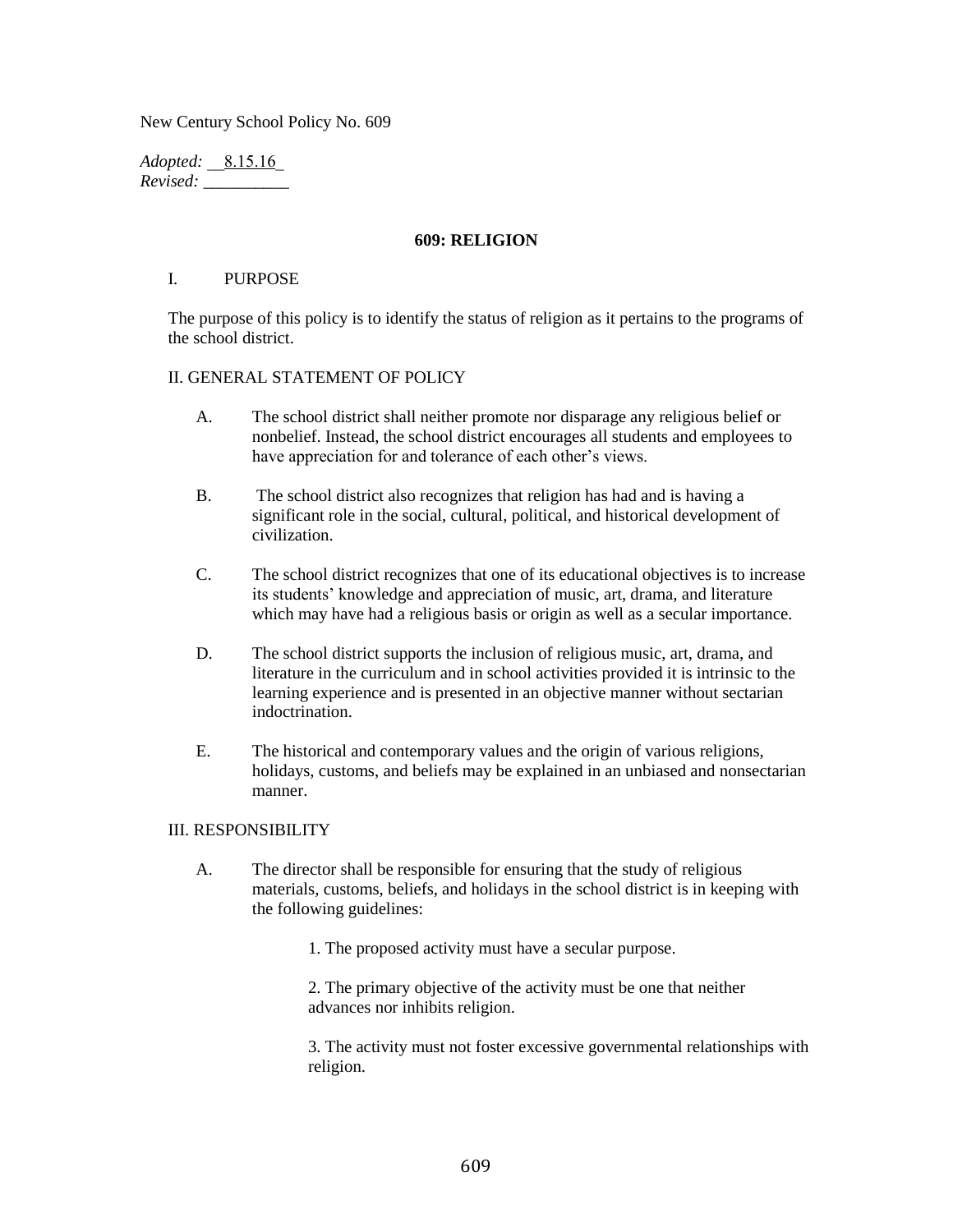New Century School Policy No. 609

*Adopted:* 8.15.16
*Revised:* __________

## 609: RELIGION

I. PURPOSE

The purpose of this policy is to identify the status of religion as it pertains to the programs of the school district.

II. GENERAL STATEMENT OF POLICY

A. The school district shall neither promote nor disparage any religious belief or nonbelief. Instead, the school district encourages all students and employees to have appreciation for and tolerance of each other's views.

B. The school district also recognizes that religion has had and is having a significant role in the social, cultural, political, and historical development of civilization.

C. The school district recognizes that one of its educational objectives is to increase its students' knowledge and appreciation of music, art, drama, and literature which may have had a religious basis or origin as well as a secular importance.

D. The school district supports the inclusion of religious music, art, drama, and literature in the curriculum and in school activities provided it is intrinsic to the learning experience and is presented in an objective manner without sectarian indoctrination.

E. The historical and contemporary values and the origin of various religions, holidays, customs, and beliefs may be explained in an unbiased and nonsectarian manner.

III. RESPONSIBILITY

A. The director shall be responsible for ensuring that the study of religious materials, customs, beliefs, and holidays in the school district is in keeping with the following guidelines:

1. The proposed activity must have a secular purpose.

2. The primary objective of the activity must be one that neither advances nor inhibits religion.

3. The activity must not foster excessive governmental relationships with religion.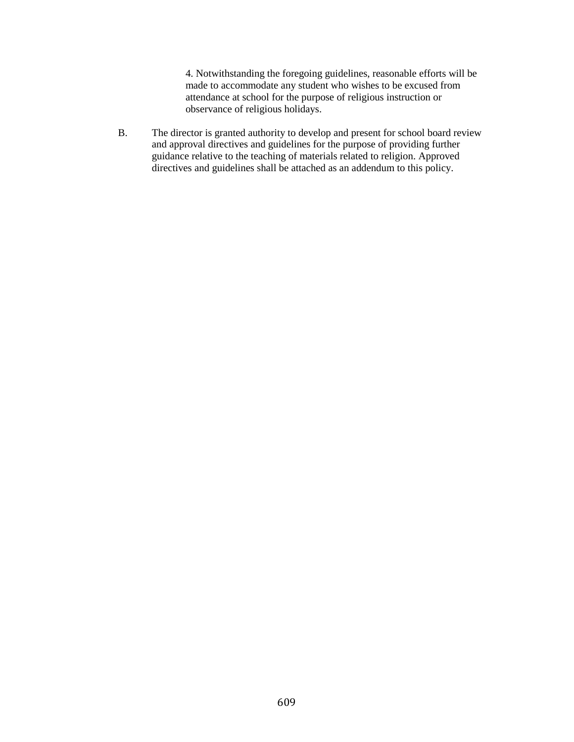4. Notwithstanding the foregoing guidelines, reasonable efforts will be made to accommodate any student who wishes to be excused from attendance at school for the purpose of religious instruction or observance of religious holidays.

B. The director is granted authority to develop and present for school board review and approval directives and guidelines for the purpose of providing further guidance relative to the teaching of materials related to religion. Approved directives and guidelines shall be attached as an addendum to this policy.